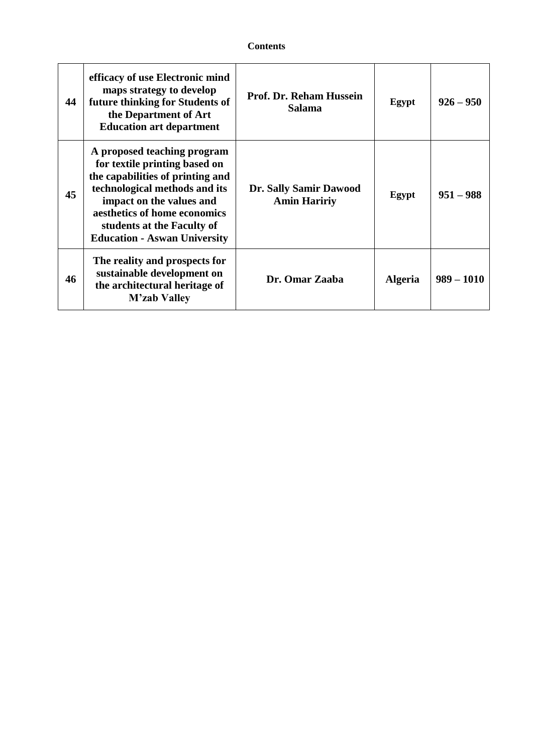**Contents**

| | | | | |
|---|---|---|---|---|
| **44** | **efficacy of use Electronic mind maps strategy to develop future thinking for Students of the Department of Art Education art department** | **Prof. Dr. Reham Hussein Salama** | **Egypt** | **926 – 950** |
| **45** | **A proposed teaching program for textile printing based on the capabilities of printing and technological methods and its impact on the values and aesthetics of home economics students at the Faculty of Education - Aswan University** | **Dr. Sally Samir Dawood Amin Haririy** | **Egypt** | **951 – 988** |
| **46** | **The reality and prospects for sustainable development on the architectural heritage of M'zab Valley** | **Dr. Omar Zaaba** | **Algeria** | **989 – 1010** |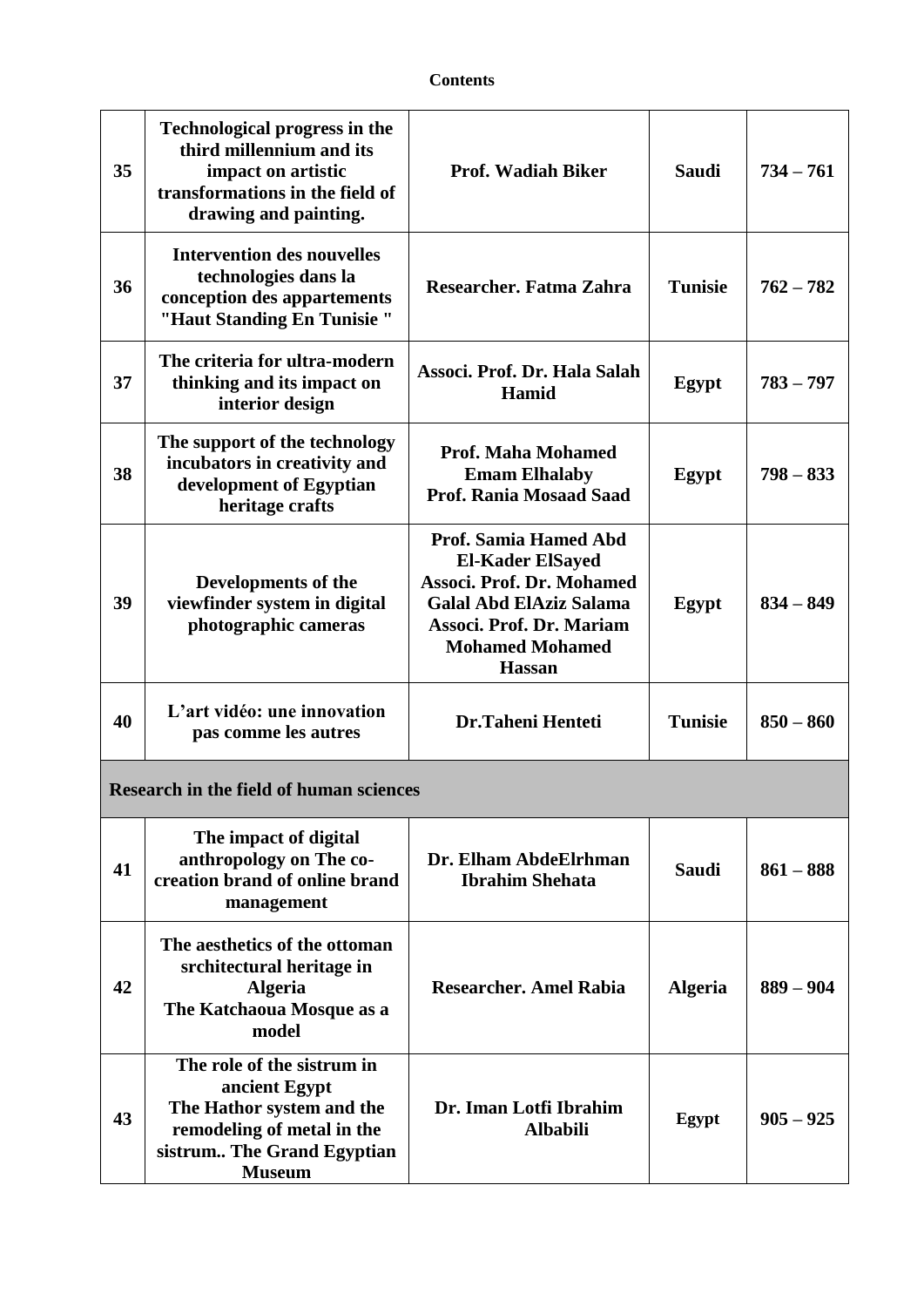**Contents**

| | | | | |
|---|---|---|---|---|
| **35** | **Technological progress in the third millennium and its impact on artistic transformations in the field of drawing and painting.** | **Prof. Wadiah Biker** | **Saudi** | **734 – 761** |
| **36** | **Intervention des nouvelles technologies dans la conception des appartements "Haut Standing En Tunisie "** | **Researcher. Fatma Zahra** | **Tunisie** | **762 – 782** |
| **37** | **The criteria for ultra-modern thinking and its impact on interior design** | **Associ. Prof. Dr. Hala Salah Hamid** | **Egypt** | **783 – 797** |
| **38** | **The support of the technology incubators in creativity and development of Egyptian heritage crafts** | **Prof. Maha Mohamed Emam Elhalaby**<br>**Prof. Rania Mosaad Saad** | **Egypt** | **798 – 833** |
| **39** | **Developments of the viewfinder system in digital photographic cameras** | **Prof. Samia Hamed Abd El-Kader ElSayed**<br>**Associ. Prof. Dr. Mohamed Galal Abd ElAziz Salama**<br>**Associ. Prof. Dr. Mariam Mohamed Mohamed Hassan** | **Egypt** | **834 – 849** |
| **40** | **L'art vidéo: une innovation pas comme les autres** | **Dr.Taheni Henteti** | **Tunisie** | **850 – 860** |
| **Research in the field of human sciences** | | | | |
| **41** | **The impact of digital anthropology on The co-creation brand of online brand management** | **Dr. Elham AbdeElrhman Ibrahim Shehata** | **Saudi** | **861 – 888** |
| **42** | **The aesthetics of the ottoman srchitectural heritage in Algeria**<br>**The Katchaoua Mosque as a model** | **Researcher. Amel Rabia** | **Algeria** | **889 – 904** |
| **43** | **The role of the sistrum in ancient Egypt**<br>**The Hathor system and the remodeling of metal in the sistrum.. The Grand Egyptian Museum** | **Dr. Iman Lotfi Ibrahim Albabili** | **Egypt** | **905 – 925** |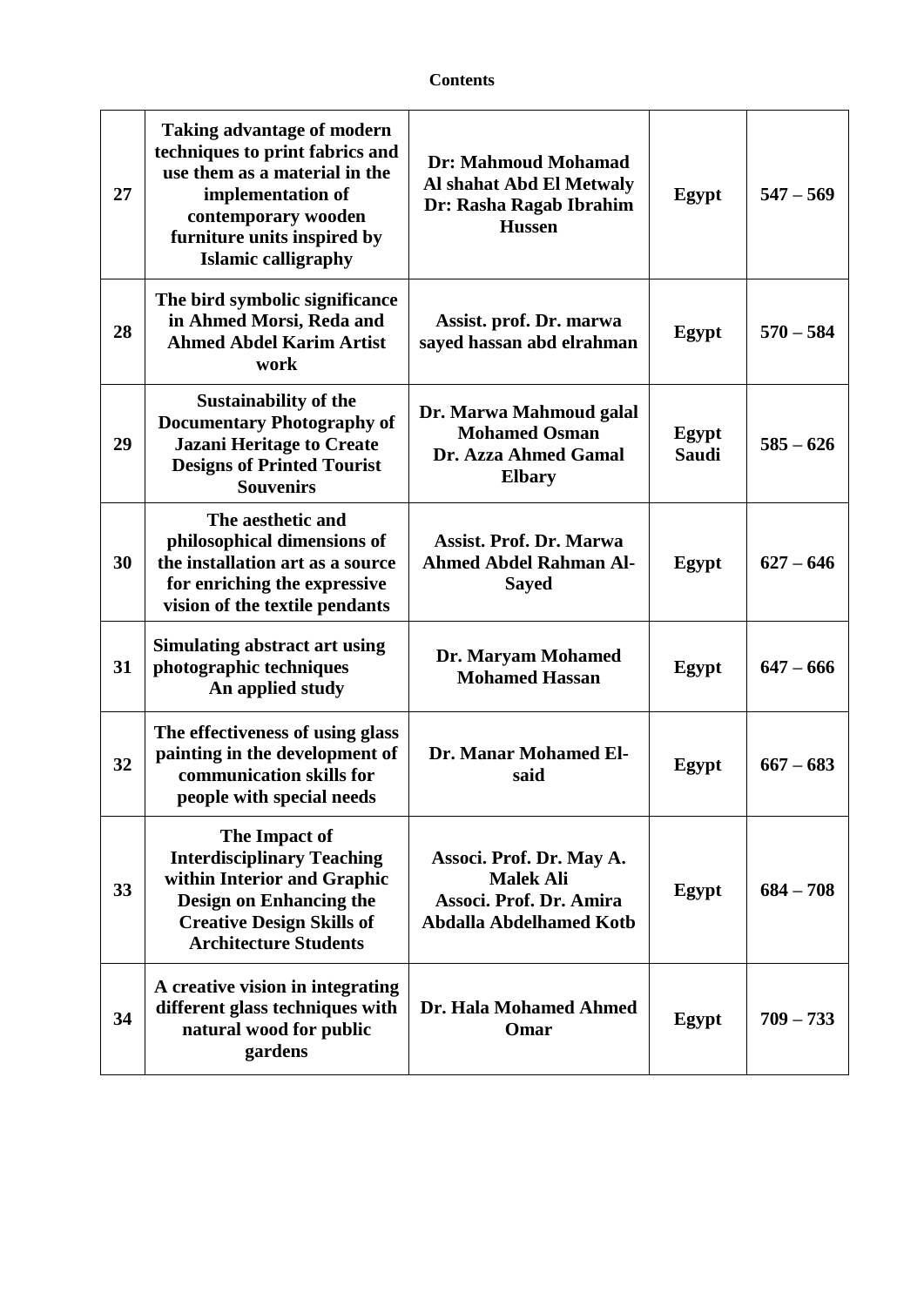**Contents**

| | | | | |
|---|---|---|---|---|
| **27** | **Taking advantage of modern techniques to print fabrics and use them as a material in the implementation of contemporary wooden furniture units inspired by Islamic calligraphy** | **Dr: Mahmoud Mohamad Al shahat Abd El Metwaly**<br>**Dr: Rasha Ragab Ibrahim Hussen** | **Egypt** | **547 – 569** |
| **28** | **The bird symbolic significance in Ahmed Morsi, Reda and Ahmed Abdel Karim Artist work** | **Assist. prof. Dr. marwa sayed hassan abd elrahman** | **Egypt** | **570 – 584** |
| **29** | **Sustainability of the Documentary Photography of Jazani Heritage to Create Designs of Printed Tourist Souvenirs** | **Dr. Marwa Mahmoud galal Mohamed Osman**<br>**Dr. Azza Ahmed Gamal Elbary** | **Egypt**<br>**Saudi** | **585 – 626** |
| **30** | **The aesthetic and philosophical dimensions of the installation art as a source for enriching the expressive vision of the textile pendants** | **Assist. Prof. Dr. Marwa Ahmed Abdel Rahman Al-Sayed** | **Egypt** | **627 – 646** |
| **31** | **Simulating abstract art using photographic techniques An applied study** | **Dr. Maryam Mohamed Mohamed Hassan** | **Egypt** | **647 – 666** |
| **32** | **The effectiveness of using glass painting in the development of communication skills for people with special needs** | **Dr. Manar Mohamed El-said** | **Egypt** | **667 – 683** |
| **33** | **The Impact of Interdisciplinary Teaching within Interior and Graphic Design on Enhancing the Creative Design Skills of Architecture Students** | **Associ. Prof. Dr. May A. Malek Ali**<br>**Associ. Prof. Dr. Amira Abdalla Abdelhamed Kotb** | **Egypt** | **684 – 708** |
| **34** | **A creative vision in integrating different glass techniques with natural wood for public gardens** | **Dr. Hala Mohamed Ahmed Omar** | **Egypt** | **709 – 733** |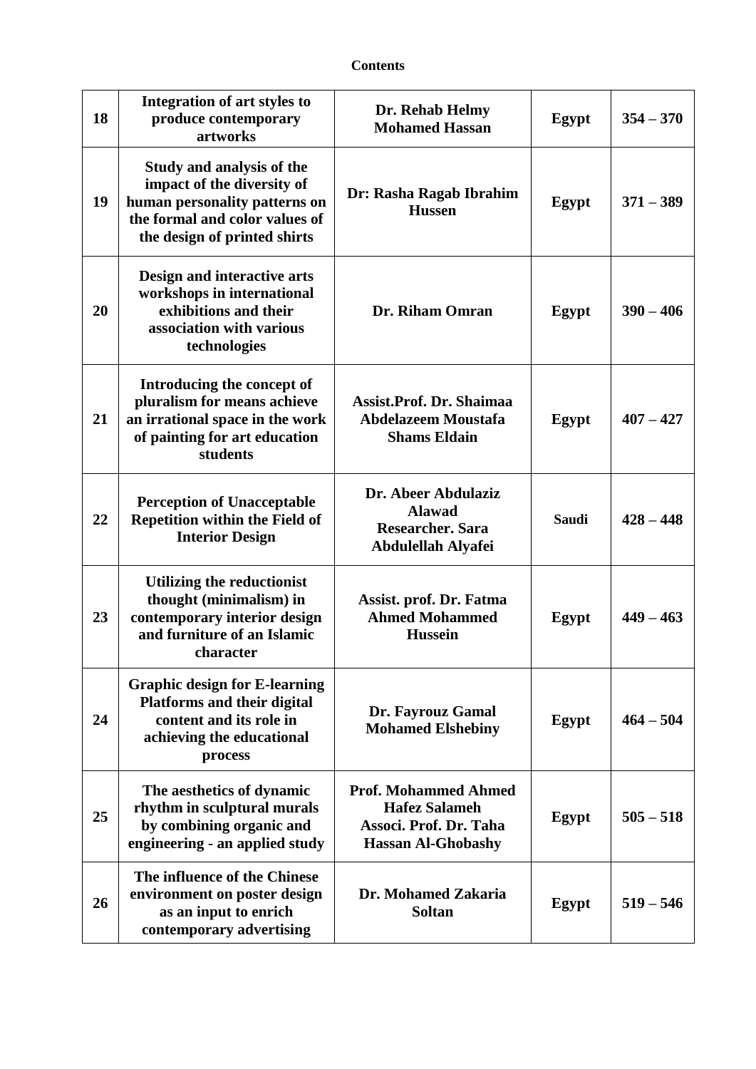**Contents**

| | | | | |
|---|---|---|---|---|
| **18** | **Integration of art styles to produce contemporary artworks** | **Dr. Rehab Helmy Mohamed Hassan** | **Egypt** | **354 – 370** |
| **19** | **Study and analysis of the impact of the diversity of human personality patterns on the formal and color values of the design of printed shirts** | **Dr: Rasha Ragab Ibrahim Hussen** | **Egypt** | **371 – 389** |
| **20** | **Design and interactive arts workshops in international exhibitions and their association with various technologies** | **Dr. Riham Omran** | **Egypt** | **390 – 406** |
| **21** | **Introducing the concept of pluralism for means achieve an irrational space in the work of painting for art education students** | **Assist.Prof. Dr. Shaimaa Abdelazeem Moustafa Shams Eldain** | **Egypt** | **407 – 427** |
| **22** | **Perception of Unacceptable Repetition within the Field of Interior Design** | **Dr. Abeer Abdulaziz Alawad Researcher. Sara Abdulellah Alyafei** | **Saudi** | **428 – 448** |
| **23** | **Utilizing the reductionist thought (minimalism) in contemporary interior design and furniture of an Islamic character** | **Assist. prof. Dr. Fatma Ahmed Mohammed Hussein** | **Egypt** | **449 – 463** |
| **24** | **Graphic design for E-learning Platforms and their digital content and its role in achieving the educational process** | **Dr. Fayrouz Gamal Mohamed Elshebiny** | **Egypt** | **464 – 504** |
| **25** | **The aesthetics of dynamic rhythm in sculptural murals by combining organic and engineering - an applied study** | **Prof. Mohammed Ahmed Hafez Salameh Associ. Prof. Dr. Taha Hassan Al-Ghobashy** | **Egypt** | **505 – 518** |
| **26** | **The influence of the Chinese environment on poster design as an input to enrich contemporary advertising** | **Dr. Mohamed Zakaria Soltan** | **Egypt** | **519 – 546** |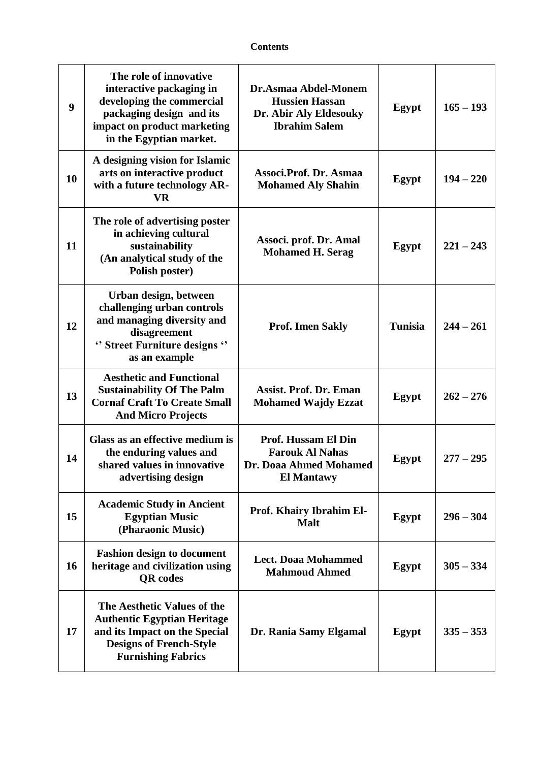**Contents**

| | | | | |
|---|---|---|---|---|
| **9** | **The role of innovative interactive packaging in developing the commercial packaging design and its impact on product marketing in the Egyptian market.** | **Dr.Asmaa Abdel-Monem Hussien Hassan Dr. Abir Aly Eldesouky Ibrahim Salem** | **Egypt** | **165 – 193** |
| **10** | **A designing vision for Islamic arts on interactive product with a future technology AR-VR** | **Associ.Prof. Dr. Asmaa Mohamed Aly Shahin** | **Egypt** | **194 – 220** |
| **11** | **The role of advertising poster in achieving cultural sustainability (An analytical study of the Polish poster)** | **Associ. prof. Dr. Amal Mohamed H. Serag** | **Egypt** | **221 – 243** |
| **12** | **Urban design, between challenging urban controls and managing diversity and disagreement '' Street Furniture designs '' as an example** | **Prof. Imen Sakly** | **Tunisia** | **244 – 261** |
| **13** | **Aesthetic and Functional Sustainability Of The Palm Cornaf Craft To Create Small And Micro Projects** | **Assist. Prof. Dr. Eman Mohamed Wajdy Ezzat** | **Egypt** | **262 – 276** |
| **14** | **Glass as an effective medium is the enduring values and shared values in innovative advertising design** | **Prof. Hussam El Din Farouk Al Nahas Dr. Doaa Ahmed Mohamed El Mantawy** | **Egypt** | **277 – 295** |
| **15** | **Academic Study in Ancient Egyptian Music (Pharaonic Music)** | **Prof. Khairy Ibrahim El-Malt** | **Egypt** | **296 – 304** |
| **16** | **Fashion design to document heritage and civilization using QR codes** | **Lect. Doaa Mohammed Mahmoud Ahmed** | **Egypt** | **305 – 334** |
| **17** | **The Aesthetic Values of the Authentic Egyptian Heritage and its Impact on the Special Designs of French-Style Furnishing Fabrics** | **Dr. Rania Samy Elgamal** | **Egypt** | **335 – 353** |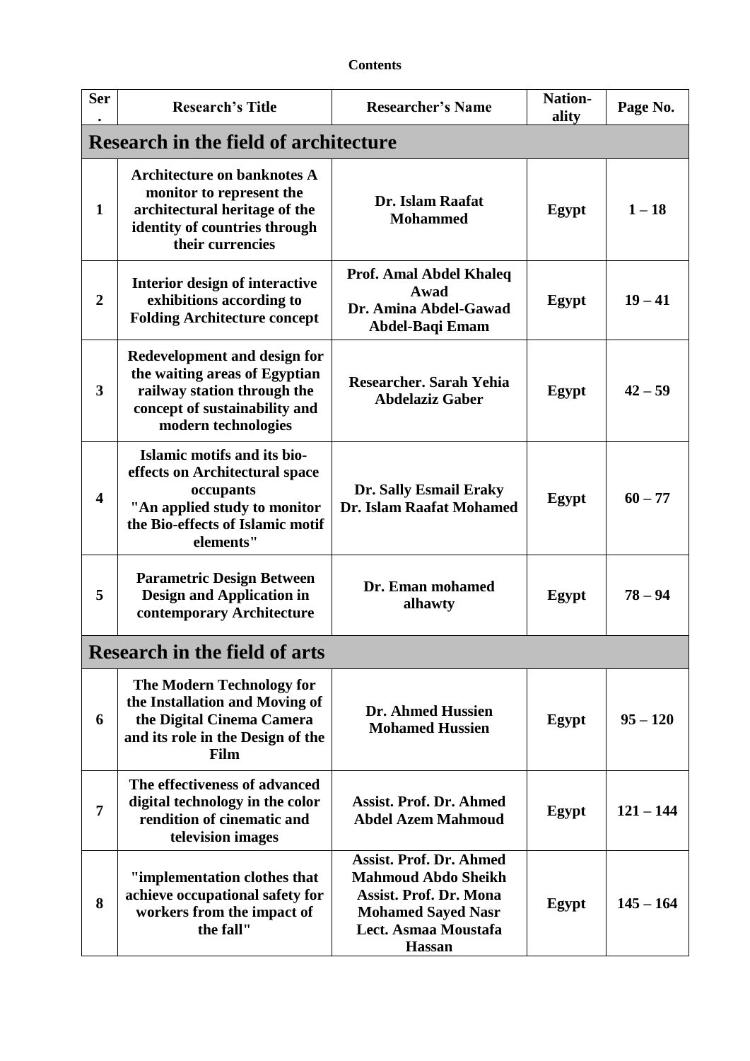**Contents**

| Ser. | Research's Title | Researcher's Name | Nation-ality | Page No. |
|---|---|---|---|---|
| **Research in the field of architecture** | | | | |
| 1 | Architecture on banknotes A monitor to represent the architectural heritage of the identity of countries through their currencies | Dr. Islam Raafat Mohammed | Egypt | 1 – 18 |
| 2 | Interior design of interactive exhibitions according to Folding Architecture concept | Prof. Amal Abdel Khaleq Awad<br>Dr. Amina Abdel-Gawad Abdel-Baqi Emam | Egypt | 19 – 41 |
| 3 | Redevelopment and design for the waiting areas of Egyptian railway station through the concept of sustainability and modern technologies | Researcher. Sarah Yehia Abdelaziz Gaber | Egypt | 42 – 59 |
| 4 | Islamic motifs and its bio-effects on Architectural space occupants "An applied study to monitor the Bio-effects of Islamic motif elements" | Dr. Sally Esmail Eraky<br>Dr. Islam Raafat Mohamed | Egypt | 60 – 77 |
| 5 | Parametric Design Between Design and Application in contemporary Architecture | Dr. Eman mohamed alhawty | Egypt | 78 – 94 |
| **Research in the field of arts** | | | | |
| 6 | The Modern Technology for the Installation and Moving of the Digital Cinema Camera and its role in the Design of the Film | Dr. Ahmed Hussien Mohamed Hussien | Egypt | 95 – 120 |
| 7 | The effectiveness of advanced digital technology in the color rendition of cinematic and television images | Assist. Prof. Dr. Ahmed Abdel Azem Mahmoud | Egypt | 121 – 144 |
| 8 | "implementation clothes that achieve occupational safety for workers from the impact of the fall" | Assist. Prof. Dr. Ahmed Mahmoud Abdo Sheikh<br>Assist. Prof. Dr. Mona Mohamed Sayed Nasr<br>Lect. Asmaa Moustafa Hassan | Egypt | 145 – 164 |